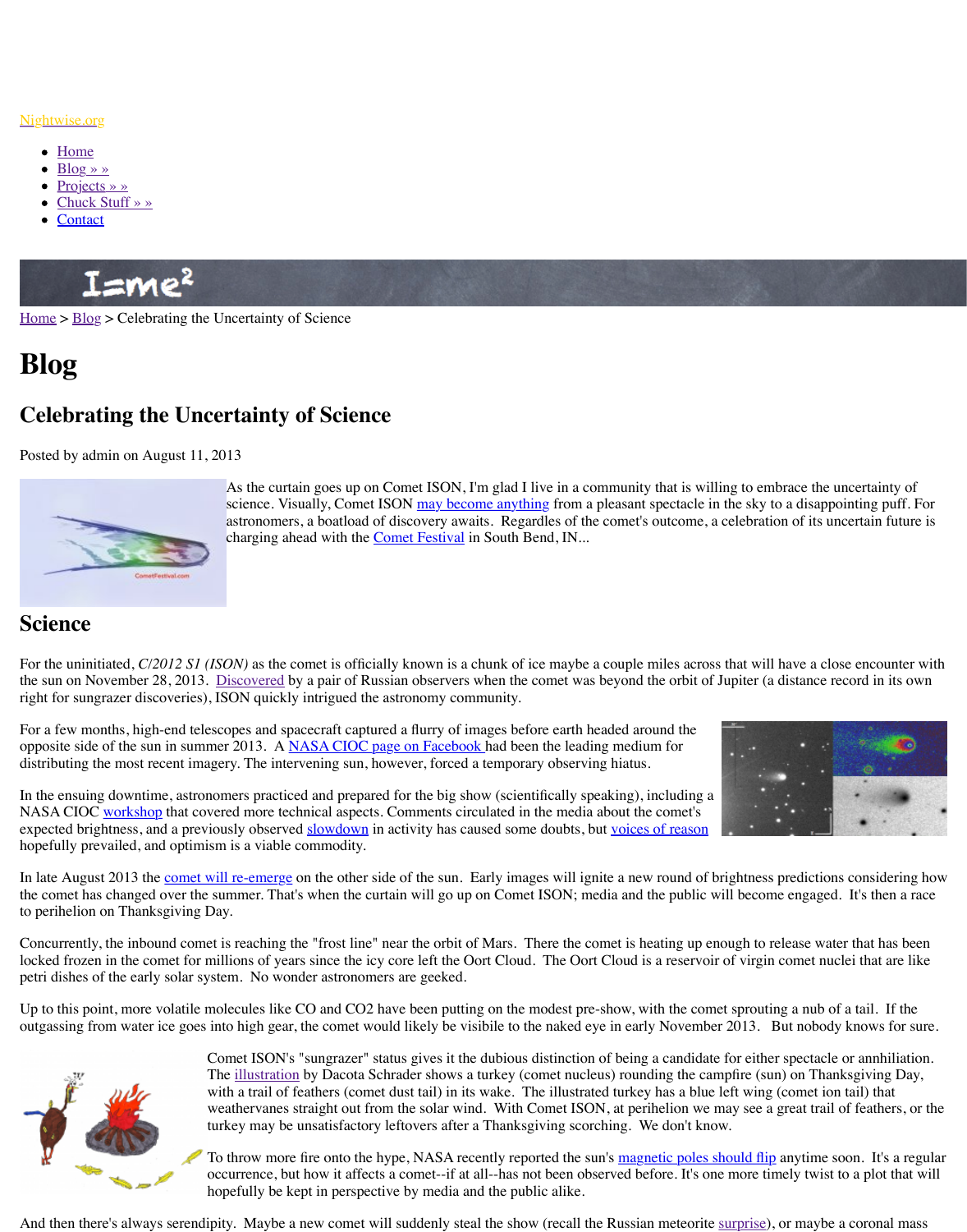Nightwise.org

- Home
- Blog » »
- Projects » »
- Chuck Stuff » »
- Contact

Home > Blog > Celebrating the Uncertainty of Science

# Blog

## Celebrating the Uncertainty of Science

Posted by admin on August 11, 2013

As the curtain goes up on Comet ISON, I'm glad I live in a community that is willing to embrace the uncertainty of science. Visually, Comet ISON may become anything from a pleasant spectacle in the sky to a disappointing puff. For astronomers, a boatload of discovery awaits. Regardles of the comet's outcome, a celebration of its uncertain future is charging ahead with the Comet Festival in South Bend, IN...

## Science

For the uninitiated, *C/2012 S1 (ISON)* as the comet is officially known is a chunk of ice maybe a couple miles across that will have a close encounter with the sun on November 28, 2013. Discovered by a pair of Russian observers when the comet was beyond the orbit of Jupiter (a distance record in its own right for sungrazer discoveries), ISON quickly intrigued the astronomy community.

For a few months, high-end telescopes and spacecraft captured a flurry of images before earth headed around the opposite side of the sun in summer 2013. A NASA CIOC page on Facebook had been the leading medium for distributing the most recent imagery. The intervening sun, however, forced a temporary observing hiatus.

In the ensuing downtime, astronomers practiced and prepared for the big show (scientifically speaking), including a NASA CIOC workshop that covered more technical aspects. Comments circulated in the media about the comet's expected brightness, and a previously observed slowdown in activity has caused some doubts, but voices of reason hopefully prevailed, and optimism is a viable commodity.

In late August 2013 the comet will re-emerge on the other side of the sun. Early images will ignite a new round of brightness predictions considering how the comet has changed over the summer. That's when the curtain will go up on Comet ISON; media and the public will become engaged. It's then a race to perihelion on Thanksgiving Day.

Concurrently, the inbound comet is reaching the "frost line" near the orbit of Mars. There the comet is heating up enough to release water that has been locked frozen in the comet for millions of years since the icy core left the Oort Cloud. The Oort Cloud is a reservoir of virgin comet nuclei that are like petri dishes of the early solar system. No wonder astronomers are geeked.

Up to this point, more volatile molecules like CO and $CO_2$ have been putting on the modest pre-show, with the comet sprouting a nub of a tail. If the outgassing from water ice goes into high gear, the comet would likely be visibile to the naked eye in early November 2013. But nobody knows for sure.

Comet ISON's "sungrazer" status gives it the dubious distinction of being a candidate for either spectacle or annhiliation. The illustration by Dacota Schrader shows a turkey (comet nucleus) rounding the campfire (sun) on Thanksgiving Day, with a trail of feathers (comet dust tail) in its wake. The illustrated turkey has a blue left wing (comet ion tail) that weathervanes straight out from the solar wind. With Comet ISON, at perihelion we may see a great trail of feathers, or the turkey may be unsatisfactory leftovers after a Thanksgiving scorching. We don't know.

To throw more fire onto the hype, NASA recently reported the sun's magnetic poles should flip anytime soon. It's a regular occurrence, but how it affects a comet--if at all--has not been observed before. It's one more timely twist to a plot that will hopefully be kept in perspective by media and the public alike.

And then there's always serendipity. Maybe a new comet will suddenly steal the show (recall the Russian meteorite surprise), or maybe a coronal mass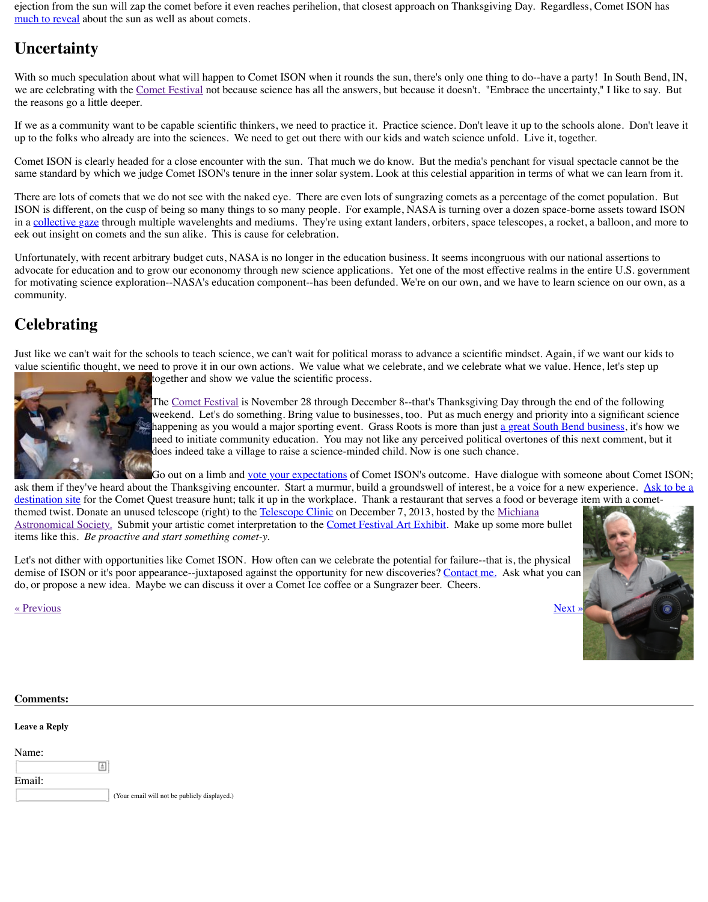ejection from the sun will zap the comet before it even reaches perihelion, that closest approach on Thanksgiving Day. Regardless, Comet ISON has much to reveal about the sun as well as about comets.

## Uncertainty

With so much speculation about what will happen to Comet ISON when it rounds the sun, there's only one thing to do--have a party! In South Bend, IN, we are celebrating with the Comet Festival not because science has all the answers, but because it doesn't. "Embrace the uncertainty," I like to say. But the reasons go a little deeper.

If we as a community want to be capable scientific thinkers, we need to practice it. Practice science. Don't leave it up to the schools alone. Don't leave it up to the folks who already are into the sciences. We need to get out there with our kids and watch science unfold. Live it, together.

Comet ISON is clearly headed for a close encounter with the sun. That much we do know. But the media's penchant for visual spectacle cannot be the same standard by which we judge Comet ISON's tenure in the inner solar system. Look at this celestial apparition in terms of what we can learn from it.

There are lots of comets that we do not see with the naked eye. There are even lots of sungrazing comets as a percentage of the comet population. But ISON is different, on the cusp of being so many things to so many people. For example, NASA is turning over a dozen space-borne assets toward ISON in a collective gaze through multiple wavelenghts and mediums. They're using extant landers, orbiters, space telescopes, a rocket, a balloon, and more to eek out insight on comets and the sun alike. This is cause for celebration.

Unfortunately, with recent arbitrary budget cuts, NASA is no longer in the education business. It seems incongruous with our national assertions to advocate for education and to grow our econonomy through new science applications. Yet one of the most effective realms in the entire U.S. government for motivating science exploration--NASA's education component--has been defunded. We're on our own, and we have to learn science on our own, as a community.

## Celebrating

Just like we can't wait for the schools to teach science, we can't wait for political morass to advance a scientific mindset. Again, if we want our kids to value scientific thought, we need to prove it in our own actions. We value what we celebrate, and we celebrate what we value. Hence, let's step up together and show we value the scientific process.

The Comet Festival is November 28 through December 8--that's Thanksgiving Day through the end of the following weekend. Let's do something. Bring value to businesses, too. Put as much energy and priority into a significant science happening as you would a major sporting event. Grass Roots is more than just a great South Bend business, it's how we need to initiate community education. You may not like any perceived political overtones of this next comment, but it does indeed take a village to raise a science-minded child. Now is one such chance.

Go out on a limb and vote your expectations of Comet ISON's outcome. Have dialogue with someone about Comet ISON; ask them if they've heard about the Thanksgiving encounter. Start a murmur, build a groundswell of interest, be a voice for a new experience. Ask to be a destination site for the Comet Quest treasure hunt; talk it up in the workplace. Thank a restaurant that serves a food or beverage item with a comet-themed twist. Donate an unused telescope (right) to the Telescope Clinic on December 7, 2013, hosted by the Michiana Astronomical Society. Submit your artistic comet interpretation to the Comet Festival Art Exhibit. Make up some more bullet items like this. *Be proactive and start something comet-y.*

Let's not dither with opportunities like Comet ISON. How often can we celebrate the potential for failure--that is, the physical demise of ISON or it's poor appearance--juxtaposed against the opportunity for new discoveries? Contact me. Ask what you can do, or propose a new idea. Maybe we can discuss it over a Comet Ice coffee or a Sungrazer beer. Cheers.

« Previous | Next »

**Comments:**

**Leave a Reply**

Name:

Email:

(Your email will not be publicly displayed.)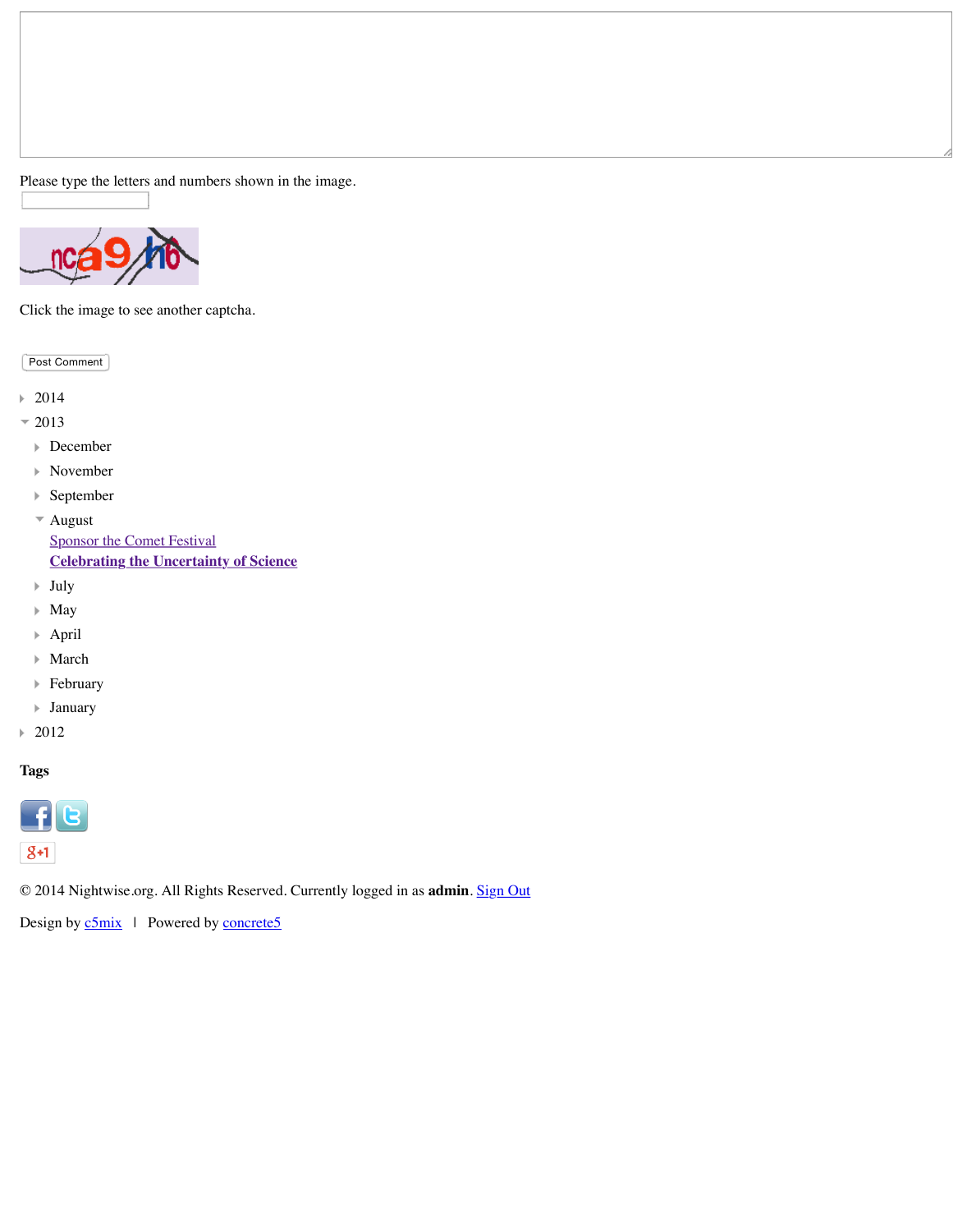Please type the letters and numbers shown in the image.

Click the image to see another captcha.

Post Comment

- 2014
- 2013
  - December
  - November
  - September
  - August
    - Sponsor the Comet Festival
    - **Celebrating the Uncertainty of Science**
  - July
  - May
  - April
  - March
  - February
  - January
- 2012

#### Tags

© 2014 Nightwise.org. All Rights Reserved. Currently logged in as **admin**. Sign Out

Design by c5mix | Powered by concrete5